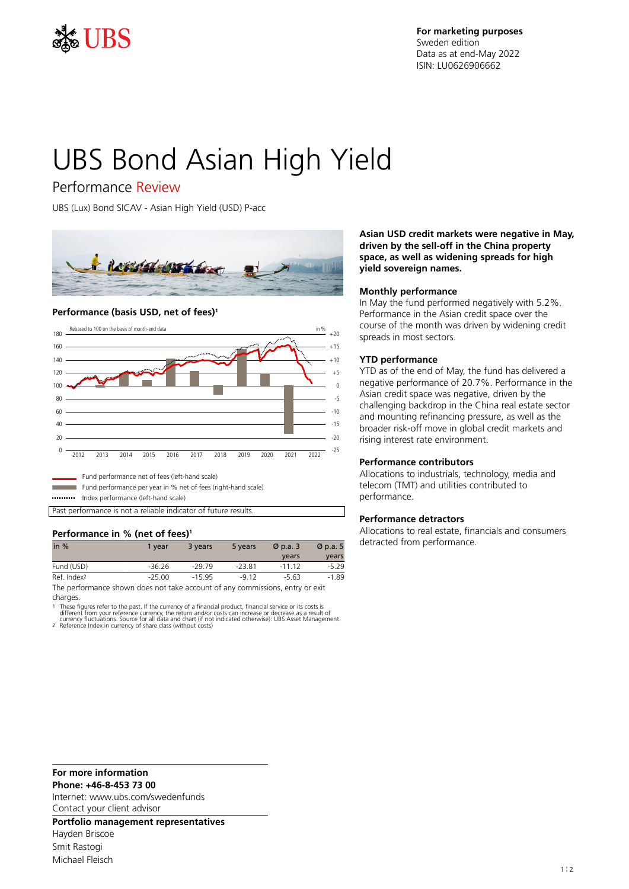**For marketing purposes**
Sweden edition
Data as at end-May 2022
ISIN: LU0626906662

# UBS Bond Asian High Yield

## Performance Review

UBS (Lux) Bond SICAV - Asian High Yield (USD) P-acc

### Performance (basis USD, net of fees)[1]

Rebased to 100 on the basis of month-end data

Fund performance net of fees (left-hand scale)
Fund performance per year in % net of fees (right-hand scale)
Index performance (left-hand scale)

Past performance is not a reliable indicator of future results.

### Performance in % (net of fees)[1]

| in % | 1 year | 3 years | 5 years | Ø p.a. 3 years | Ø p.a. 5 years |
|---|---|---|---|---|---|
| Fund (USD) | -36.26 | -29.79 | -23.81 | -11.12 | -5.29 |
| Ref. Index[2] | -25.00 | -15.95 | -9.12 | -5.63 | -1.89 |

The performance shown does not take account of any commissions, entry or exit charges.

1 These figures refer to the past. If the currency of a financial product, financial service or its costs is different from your reference currency, the return and/or costs can increase or decrease as a result of currency fluctuations. Source for all data and chart (if not indicated otherwise): UBS Asset Management.
2 Reference Index in currency of share class (without costs)

**Asian USD credit markets were negative in May, driven by the sell-off in the China property space, as well as widening spreads for high yield sovereign names.**

### Monthly performance

In May the fund performed negatively with 5.2%. Performance in the Asian credit space over the course of the month was driven by widening credit spreads in most sectors.

### YTD performance

YTD as of the end of May, the fund has delivered a negative performance of 20.7%. Performance in the Asian credit space was negative, driven by the challenging backdrop in the China real estate sector and mounting refinancing pressure, as well as the broader risk-off move in global credit markets and rising interest rate environment.

### Performance contributors

Allocations to industrials, technology, media and telecom (TMT) and utilities contributed to performance.

### Performance detractors

Allocations to real estate, financials and consumers detracted from performance.

**For more information**
**Phone: +46-8-453 73 00**
Internet: www.ubs.com/swedenfunds
Contact your client advisor

**Portfolio management representatives**
Hayden Briscoe
Smit Rastogi
Michael Fleisch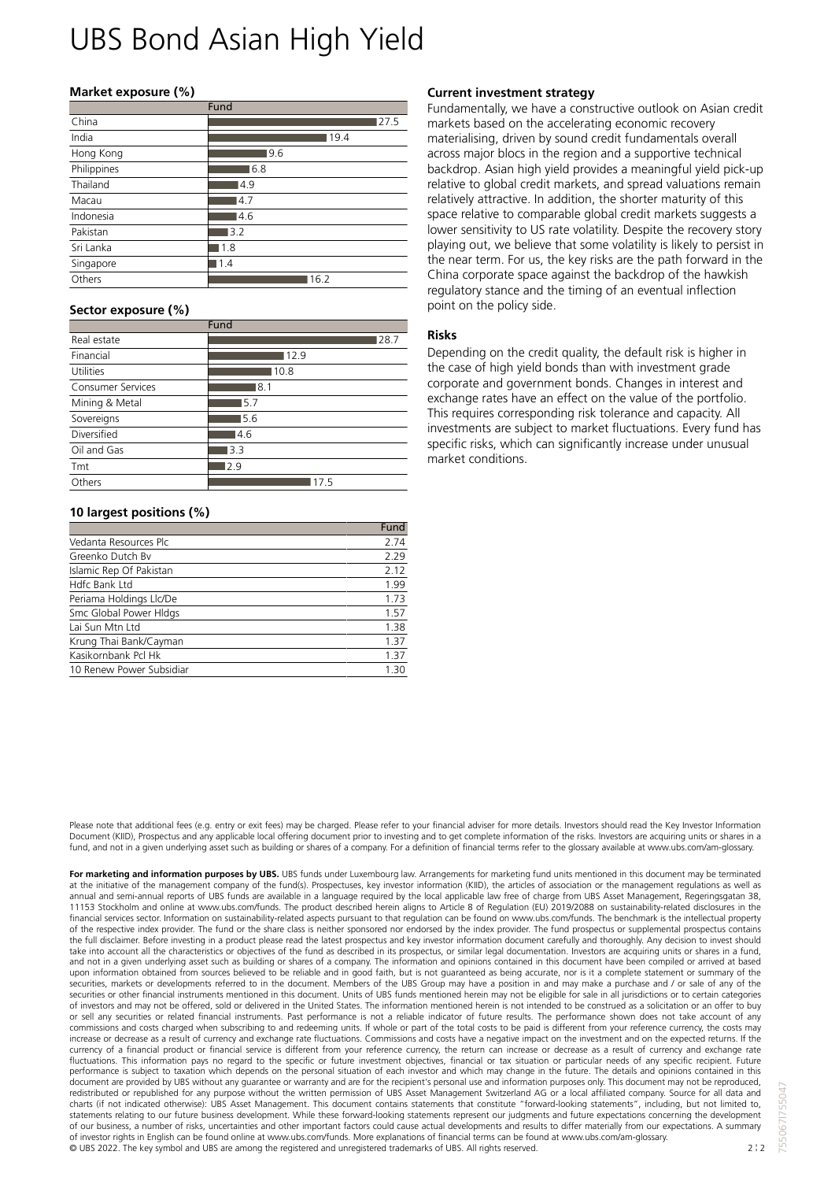## Market exposure (%)

Fund

China 27.5
India 19.4
Hong Kong 9.6
Philippines 6.8
Thailand 4.9
Macau 4.7
Indonesia 4.6
Pakistan 3.2
Sri Lanka 1.8
Singapore 1.4
Others 16.2

## Sector exposure (%)

Fund

Real estate 28.7
Financial 12.9
Utilities 10.8
Consumer Services 8.1
Mining & Metal 5.7
Sovereigns 5.6
Diversified 4.6
Oil and Gas 3.3
Tmt 2.9
Others 17.5

## 10 largest positions (%)

| | Fund |
|---|---|
| Vedanta Resources Plc | 2.74 |
| Greenko Dutch Bv | 2.29 |
| Islamic Rep Of Pakistan | 2.12 |
| Hdfc Bank Ltd | 1.99 |
| Periama Holdings Llc/De | 1.73 |
| Smc Global Power Hldgs | 1.57 |
| Lai Sun Mtn Ltd | 1.38 |
| Krung Thai Bank/Cayman | 1.37 |
| Kasikornbank Pcl Hk | 1.37 |
| 10 Renew Power Subsidiar | 1.30 |

## Current investment strategy

Fundamentally, we have a constructive outlook on Asian credit markets based on the accelerating economic recovery materialising, driven by sound credit fundamentals overall across major blocs in the region and a supportive technical backdrop. Asian high yield provides a meaningful yield pick-up relative to global credit markets, and spread valuations remain relatively attractive. In addition, the shorter maturity of this space relative to comparable global credit markets suggests a lower sensitivity to US rate volatility. Despite the recovery story playing out, we believe that some volatility is likely to persist in the near term. For us, the key risks are the path forward in the China corporate space against the backdrop of the hawkish regulatory stance and the timing of an eventual inflection point on the policy side.

## Risks

Depending on the credit quality, the default risk is higher in the case of high yield bonds than with investment grade corporate and government bonds. Changes in interest and exchange rates have an effect on the value of the portfolio. This requires corresponding risk tolerance and capacity. All investments are subject to market fluctuations. Every fund has specific risks, which can significantly increase under unusual market conditions.

Please note that additional fees (e.g. entry or exit fees) may be charged. Please refer to your financial adviser for more details. Investors should read the Key Investor Information Document (KIID), Prospectus and any applicable local offering document prior to investing and to get complete information of the risks. Investors are acquiring units or shares in a fund, and not in a given underlying asset such as building or shares of a company. For a definition of financial terms refer to the glossary available at www.ubs.com/am-glossary.

**For marketing and information purposes by UBS.** UBS funds under Luxembourg law. Arrangements for marketing fund units mentioned in this document may be terminated at the initiative of the management company of the fund(s). Prospectuses, key investor information (KIID), the articles of association or the management regulations as well as annual and semi-annual reports of UBS funds are available in a language required by the local applicable law free of charge from UBS Asset Management, Regeringsgatan 38, 11153 Stockholm and online at www.ubs.com/funds. The product described herein aligns to Article 8 of Regulation (EU) 2019/2088 on sustainability-related disclosures in the financial services sector. Information on sustainability-related aspects pursuant to that regulation can be found on www.ubs.com/funds. The benchmark is the intellectual property of the respective index provider. The fund or the share class is neither sponsored nor endorsed by the index provider. The fund prospectus or supplemental prospectus contains the full disclaimer. Before investing in a product please read the latest prospectus and key investor information document carefully and thoroughly. Any decision to invest should take into account all the characteristics or objectives of the fund as described in its prospectus, or similar legal documentation. Investors are acquiring units or shares in a fund, and not in a given underlying asset such as building or shares of a company. The information and opinions contained in this document have been compiled or arrived at based upon information obtained from sources believed to be reliable and in good faith, but is not guaranteed as being accurate, nor is it a complete statement or summary of the securities, markets or developments referred to in the document. Members of the UBS Group may have a position in and may make a purchase and / or sale of any of the securities or other financial instruments mentioned in this document. Units of UBS funds mentioned herein may not be eligible for sale in all jurisdictions or to certain categories of investors and may not be offered, sold or delivered in the United States. The information mentioned herein is not intended to be construed as a solicitation or an offer to buy or sell any securities or related financial instruments. Past performance is not a reliable indicator of future results. The performance shown does not take account of any commissions and costs charged when subscribing to and redeeming units. If whole or part of the total costs to be paid is different from your reference currency, the costs may increase or decrease as a result of currency and exchange rate fluctuations. Commissions and costs have a negative impact on the investment and on the expected returns. If the currency of a financial product or financial service is different from your reference currency, the return can increase or decrease as a result of currency and exchange rate fluctuations. This information pays no regard to the specific or future investment objectives, financial or tax situation or particular needs of any specific recipient. Future performance is subject to taxation which depends on the personal situation of each investor and which may change in the future. The details and opinions contained in this document are provided by UBS without any guarantee or warranty and are for the recipient's personal use and information purposes only. This document may not be reproduced, redistributed or republished for any purpose without the written permission of UBS Asset Management Switzerland AG or a local affiliated company. Source for all data and charts (if not indicated otherwise): UBS Asset Management. This document contains statements that constitute "forward-looking statements", including, but not limited to, statements relating to our future business development. While these forward-looking statements represent our judgments and future expectations concerning the development of our business, a number of risks, uncertainties and other important factors could cause actual developments and results to differ materially from our expectations. A summary of investor rights in English can be found online at www.ubs.com/funds. More explanations of financial terms can be found at www.ubs.com/am-glossary.

© UBS 2022. The key symbol and UBS are among the registered and unregistered trademarks of UBS. All rights reserved.